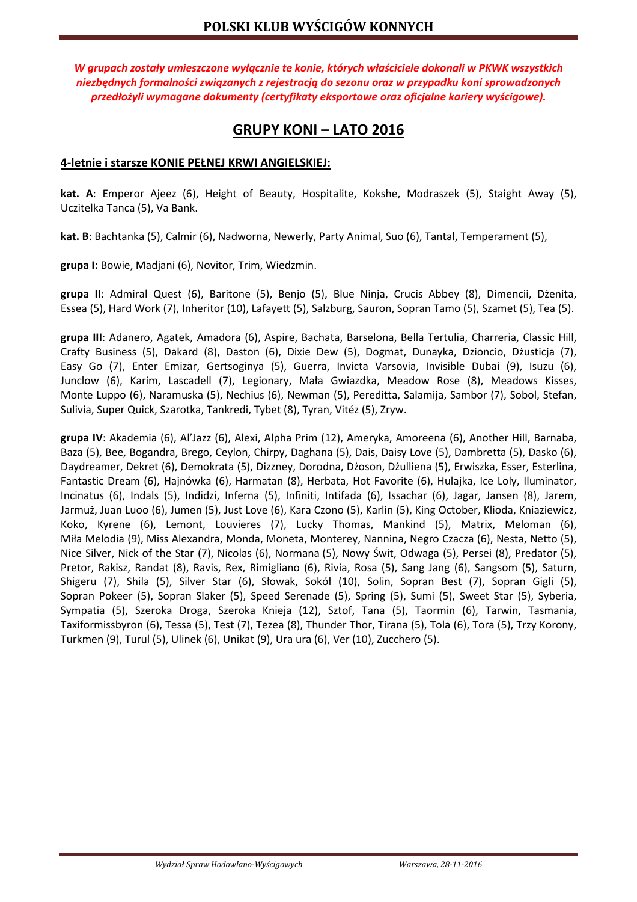# POLSKI KLUB WYŚCIGÓW KONNYCH

***W grupach zostały umieszczone wyłącznie te konie, których właściciele dokonali w PKWK wszystkich niezbędnych formalności związanych z rejestracją do sezonu oraz w przypadku koni sprowadzonych przedłożyli wymagane dokumenty (certyfikaty eksportowe oraz oficjalne kariery wyścigowe).***

## GRUPY KONI – LATO 2016

### 4-letnie i starsze KONIE PEŁNEJ KRWI ANGIELSKIEJ:

**kat. A**: Emperor Ajeez (6), Height of Beauty, Hospitalite, Kokshe, Modraszek (5), Staight Away (5), Uczitelka Tanca (5), Va Bank.

**kat. B**: Bachtanka (5), Calmir (6), Nadworna, Newerly, Party Animal, Suo (6), Tantal, Temperament (5),

**grupa I:** Bowie, Madjani (6), Novitor, Trim, Wiedzmin.

**grupa II**: Admiral Quest (6), Baritone (5), Benjo (5), Blue Ninja, Crucis Abbey (8), Dimencii, Dżenita, Essea (5), Hard Work (7), Inheritor (10), Lafayett (5), Salzburg, Sauron, Sopran Tamo (5), Szamet (5), Tea (5).

**grupa III**: Adanero, Agatek, Amadora (6), Aspire, Bachata, Barselona, Bella Tertulia, Charreria, Classic Hill, Crafty Business (5), Dakard (8), Daston (6), Dixie Dew (5), Dogmat, Dunayka, Dzioncio, Dżusticja (7), Easy Go (7), Enter Emizar, Gertsoginya (5), Guerra, Invicta Varsovia, Invisible Dubai (9), Isuzu (6), Junclow (6), Karim, Lascadell (7), Legionary, Mała Gwiazdka, Meadow Rose (8), Meadows Kisses, Monte Luppo (6), Naramuska (5), Nechius (6), Newman (5), Pereditta, Salamija, Sambor (7), Sobol, Stefan, Sulivia, Super Quick, Szarotka, Tankredi, Tybet (8), Tyran, Vitéz (5), Zryw.

**grupa IV**: Akademia (6), Al'Jazz (6), Alexi, Alpha Prim (12), Ameryka, Amoreena (6), Another Hill, Barnaba, Baza (5), Bee, Bogandra, Brego, Ceylon, Chirpy, Daghana (5), Dais, Daisy Love (5), Dambretta (5), Dasko (6), Daydreamer, Dekret (6), Demokrata (5), Dizzney, Dorodna, Dżoson, Dżulliena (5), Erwiszka, Esser, Esterlina, Fantastic Dream (6), Hajnówka (6), Harmatan (8), Herbata, Hot Favorite (6), Hulajka, Ice Loly, Iluminator, Incinatus (6), Indals (5), Indidzi, Inferna (5), Infiniti, Intifada (6), Issachar (6), Jagar, Jansen (8), Jarem, Jarmuż, Juan Luoo (6), Jumen (5), Just Love (6), Kara Czono (5), Karlin (5), King October, Klioda, Kniaziewicz, Koko, Kyrene (6), Lemont, Louvieres (7), Lucky Thomas, Mankind (5), Matrix, Meloman (6), Miła Melodia (9), Miss Alexandra, Monda, Moneta, Monterey, Nannina, Negro Czacza (6), Nesta, Netto (5), Nice Silver, Nick of the Star (7), Nicolas (6), Normana (5), Nowy Świt, Odwaga (5), Persei (8), Predator (5), Pretor, Rakisz, Randat (8), Ravis, Rex, Rimigliano (6), Rivia, Rosa (5), Sang Jang (6), Sangsom (5), Saturn, Shigeru (7), Shila (5), Silver Star (6), Słowak, Sokół (10), Solin, Sopran Best (7), Sopran Gigli (5), Sopran Pokeer (5), Sopran Slaker (5), Speed Serenade (5), Spring (5), Sumi (5), Sweet Star (5), Syberia, Sympatia (5), Szeroka Droga, Szeroka Knieja (12), Sztof, Tana (5), Taormin (6), Tarwin, Tasmania, Taxiformissbyron (6), Tessa (5), Test (7), Tezea (8), Thunder Thor, Tirana (5), Tola (6), Tora (5), Trzy Korony, Turkmen (9), Turul (5), Ulinek (6), Unikat (9), Ura ura (6), Ver (10), Zucchero (5).

*Wydział Spraw Hodowlano-Wyścigowych* *Warszawa, 28-11-2016*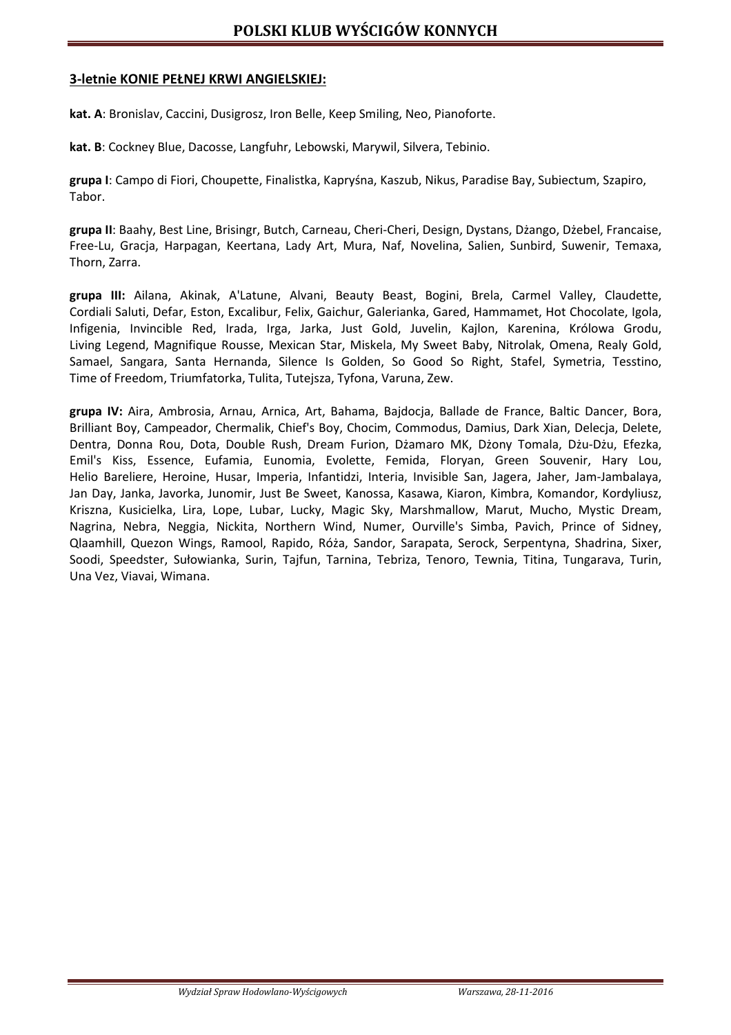**3-letnie KONIE PEŁNEJ KRWI ANGIELSKIEJ:**

**kat. A**: Bronislav, Caccini, Dusigrosz, Iron Belle, Keep Smiling, Neo, Pianoforte.

**kat. B**: Cockney Blue, Dacosse, Langfuhr, Lebowski, Marywil, Silvera, Tebinio.

**grupa I**: Campo di Fiori, Choupette, Finalistka, Kapryśna, Kaszub, Nikus, Paradise Bay, Subiectum, Szapiro, Tabor.

**grupa II**: Baahy, Best Line, Brisingr, Butch, Carneau, Cheri-Cheri, Design, Dystans, Dżango, Dżebel, Francaise, Free-Lu, Gracja, Harpagan, Keertana, Lady Art, Mura, Naf, Novelina, Salien, Sunbird, Suwenir, Temaxa, Thorn, Zarra.

**grupa III:** Ailana, Akinak, A'Latune, Alvani, Beauty Beast, Bogini, Brela, Carmel Valley, Claudette, Cordiali Saluti, Defar, Eston, Excalibur, Felix, Gaichur, Galerianka, Gared, Hammamet, Hot Chocolate, Igola, Infigenia, Invincible Red, Irada, Irga, Jarka, Just Gold, Juvelin, Kajlon, Karenina, Królowa Grodu, Living Legend, Magnifique Rousse, Mexican Star, Miskela, My Sweet Baby, Nitrolak, Omena, Realy Gold, Samael, Sangara, Santa Hernanda, Silence Is Golden, So Good So Right, Stafel, Symetria, Tesstino, Time of Freedom, Triumfatorka, Tulita, Tutejsza, Tyfona, Varuna, Zew.

**grupa IV:** Aira, Ambrosia, Arnau, Arnica, Art, Bahama, Bajdocja, Ballade de France, Baltic Dancer, Bora, Brilliant Boy, Campeador, Chermalik, Chief's Boy, Chocim, Commodus, Damius, Dark Xian, Delecja, Delete, Dentra, Donna Rou, Dota, Double Rush, Dream Furion, Dżamaro MK, Dżony Tomala, Dżu-Dżu, Efezka, Emil's Kiss, Essence, Eufamia, Eunomia, Evolette, Femida, Floryan, Green Souvenir, Hary Lou, Helio Bareliere, Heroine, Husar, Imperia, Infantidzi, Interia, Invisible San, Jagera, Jaher, Jam-Jambalaya, Jan Day, Janka, Javorka, Junomir, Just Be Sweet, Kanossa, Kasawa, Kiaron, Kimbra, Komandor, Kordyliusz, Kriszna, Kusicielka, Lira, Lope, Lubar, Lucky, Magic Sky, Marshmallow, Marut, Mucho, Mystic Dream, Nagrina, Nebra, Neggia, Nickita, Northern Wind, Numer, Ourville's Simba, Pavich, Prince of Sidney, Qlaamhill, Quezon Wings, Ramool, Rapido, Róża, Sandor, Sarapata, Serock, Serpentyna, Shadrina, Sixer, Soodi, Speedster, Sułowianka, Surin, Tajfun, Tarnina, Tebriza, Tenoro, Tewnia, Titina, Tungarava, Turin, Una Vez, Viavai, Wimana.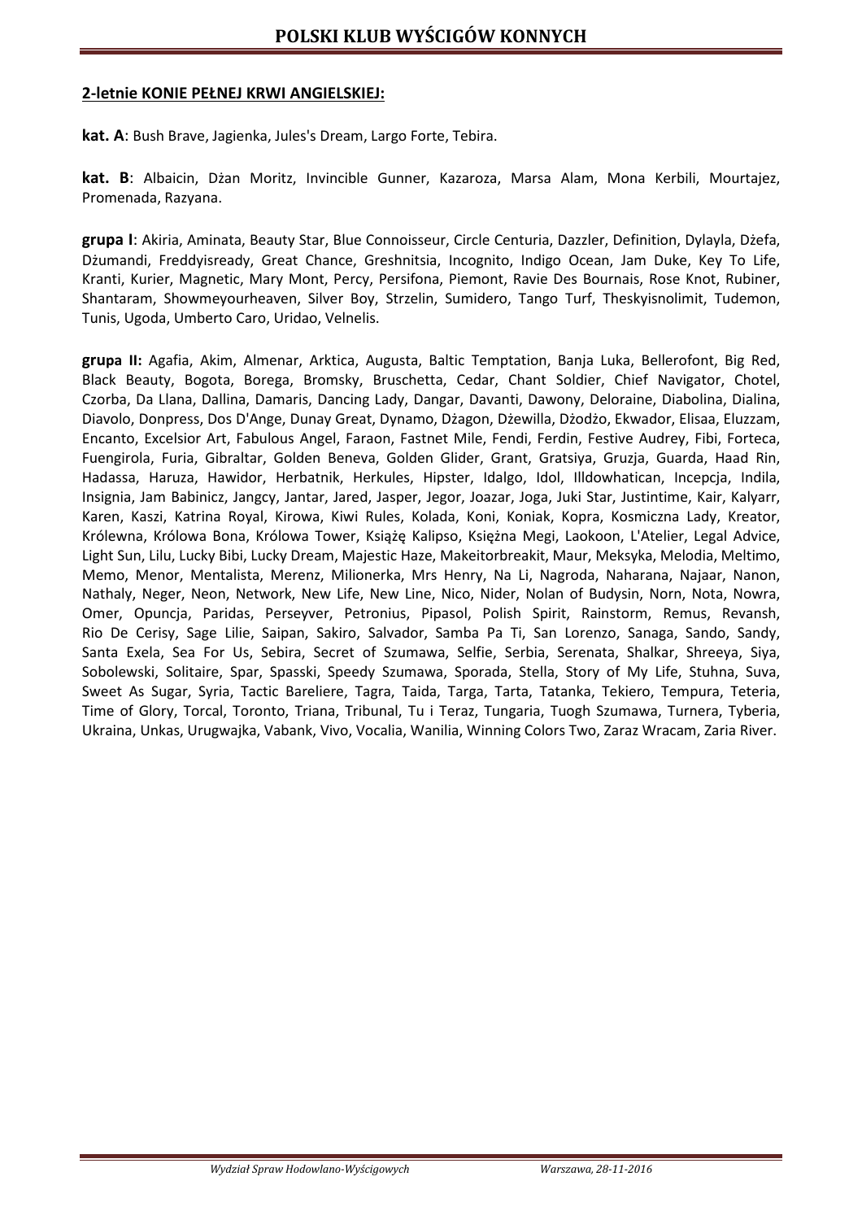**2-letnie KONIE PEŁNEJ KRWI ANGIELSKIEJ:**

**kat. A**: Bush Brave, Jagienka, Jules's Dream, Largo Forte, Tebira.

**kat. B**: Albaicin, Dżan Moritz, Invincible Gunner, Kazaroza, Marsa Alam, Mona Kerbili, Mourtajez, Promenada, Razyana.

**grupa I**: Akiria, Aminata, Beauty Star, Blue Connoisseur, Circle Centuria, Dazzler, Definition, Dylayla, Dżefa, Dżumandi, Freddyisready, Great Chance, Greshnitsia, Incognito, Indigo Ocean, Jam Duke, Key To Life, Kranti, Kurier, Magnetic, Mary Mont, Percy, Persifona, Piemont, Ravie Des Bournais, Rose Knot, Rubiner, Shantaram, Showmeyourheaven, Silver Boy, Strzelin, Sumidero, Tango Turf, Theskyisnolimit, Tudemon, Tunis, Ugoda, Umberto Caro, Uridao, Velnelis.

**grupa II:** Agafia, Akim, Almenar, Arktica, Augusta, Baltic Temptation, Banja Luka, Bellerofont, Big Red, Black Beauty, Bogota, Borega, Bromsky, Bruschetta, Cedar, Chant Soldier, Chief Navigator, Chotel, Czorba, Da Llana, Dallina, Damaris, Dancing Lady, Dangar, Davanti, Dawony, Deloraine, Diabolina, Dialina, Diavolo, Donpress, Dos D'Ange, Dunay Great, Dynamo, Dżagon, Dżewilla, Dżodżo, Ekwador, Elisaa, Eluzzam, Encanto, Excelsior Art, Fabulous Angel, Faraon, Fastnet Mile, Fendi, Ferdin, Festive Audrey, Fibi, Forteca, Fuengirola, Furia, Gibraltar, Golden Beneva, Golden Glider, Grant, Gratsiya, Gruzja, Guarda, Haad Rin, Hadassa, Haruza, Hawidor, Herbatnik, Herkules, Hipster, Idalgo, Idol, Illdowhatican, Incepcja, Indila, Insignia, Jam Babinicz, Jangcy, Jantar, Jared, Jasper, Jegor, Joazar, Joga, Juki Star, Justintime, Kair, Kalyarr, Karen, Kaszi, Katrina Royal, Kirowa, Kiwi Rules, Kolada, Koni, Koniak, Kopra, Kosmiczna Lady, Kreator, Królewna, Królowa Bona, Królowa Tower, Książę Kalipso, Księżna Megi, Laokoon, L'Atelier, Legal Advice, Light Sun, Lilu, Lucky Bibi, Lucky Dream, Majestic Haze, Makeitorbreakit, Maur, Meksyka, Melodia, Meltimo, Memo, Menor, Mentalista, Merenz, Milionerka, Mrs Henry, Na Li, Nagroda, Naharana, Najaar, Nanon, Nathaly, Neger, Neon, Network, New Life, New Line, Nico, Nider, Nolan of Budysin, Norn, Nota, Nowra, Omer, Opuncja, Paridas, Perseyver, Petronius, Pipasol, Polish Spirit, Rainstorm, Remus, Revansh, Rio De Cerisy, Sage Lilie, Saipan, Sakiro, Salvador, Samba Pa Ti, San Lorenzo, Sanaga, Sando, Sandy, Santa Exela, Sea For Us, Sebira, Secret of Szumawa, Selfie, Serbia, Serenata, Shalkar, Shreeya, Siya, Sobolewski, Solitaire, Spar, Spasski, Speedy Szumawa, Sporada, Stella, Story of My Life, Stuhna, Suva, Sweet As Sugar, Syria, Tactic Bareliere, Tagra, Taida, Targa, Tarta, Tatanka, Tekiero, Tempura, Teteria, Time of Glory, Torcal, Toronto, Triana, Tribunal, Tu i Teraz, Tungaria, Tuogh Szumawa, Turnera, Tyberia, Ukraina, Unkas, Urugwajka, Vabank, Vivo, Vocalia, Wanilia, Winning Colors Two, Zaraz Wracam, Zaria River.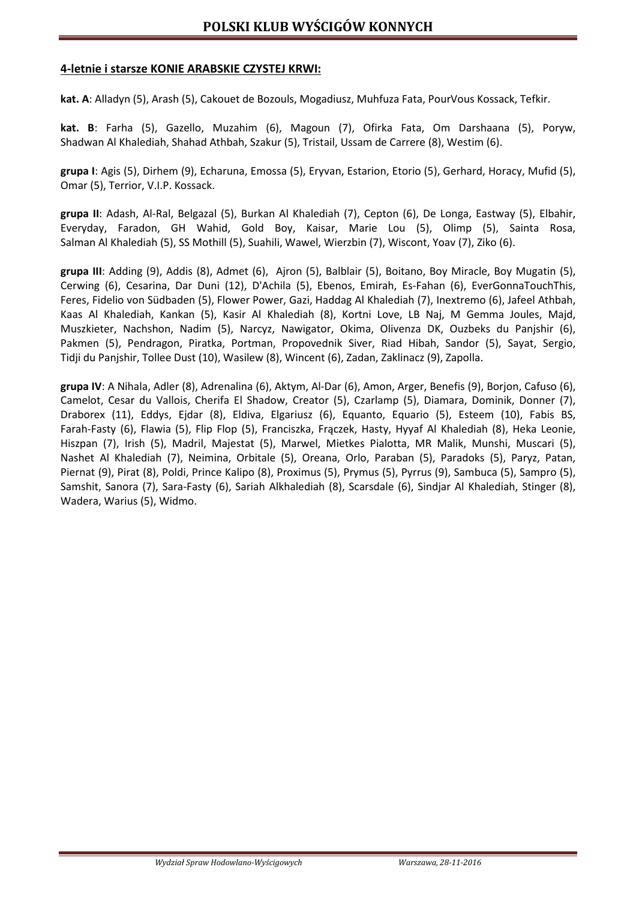**4-letnie i starsze KONIE ARABSKIE CZYSTEJ KRWI:**

**kat. A**: Alladyn (5), Arash (5), Cakouet de Bozouls, Mogadiusz, Muhfuza Fata, PourVous Kossack, Tefkir.

**kat. B**: Farha (5), Gazello, Muzahim (6), Magoun (7), Ofirka Fata, Om Darshaana (5), Poryw, Shadwan Al Khalediah, Shahad Athbah, Szakur (5), Tristail, Ussam de Carrere (8), Westim (6).

**grupa I**: Agis (5), Dirhem (9), Echaruna, Emossa (5), Eryvan, Estarion, Etorio (5), Gerhard, Horacy, Mufid (5), Omar (5), Terrior, V.I.P. Kossack.

**grupa II**: Adash, Al-Ral, Belgazal (5), Burkan Al Khalediah (7), Cepton (6), De Longa, Eastway (5), Elbahir, Everyday, Faradon, GH Wahid, Gold Boy, Kaisar, Marie Lou (5), Olimp (5), Sainta Rosa, Salman Al Khalediah (5), SS Mothill (5), Suahili, Wawel, Wierzbin (7), Wiscont, Yoav (7), Ziko (6).

**grupa III**: Adding (9), Addis (8), Admet (6), Ajron (5), Balblair (5), Boitano, Boy Miracle, Boy Mugatin (5), Cerwing (6), Cesarina, Dar Duni (12), D'Achila (5), Ebenos, Emirah, Es-Fahan (6), EverGonnaTouchThis, Feres, Fidelio von Südbaden (5), Flower Power, Gazi, Haddag Al Khalediah (7), Inextremo (6), Jafeel Athbah, Kaas Al Khalediah, Kankan (5), Kasir Al Khalediah (8), Kortni Love, LB Naj, M Gemma Joules, Majd, Muszkieter, Nachshon, Nadim (5), Narcyz, Nawigator, Okima, Olivenza DK, Ouzbeks du Panjshir (6), Pakmen (5), Pendragon, Piratka, Portman, Propovednik Siver, Riad Hibah, Sandor (5), Sayat, Sergio, Tidji du Panjshir, Tollee Dust (10), Wasilew (8), Wincent (6), Zadan, Zaklinacz (9), Zapolla.

**grupa IV**: A Nihala, Adler (8), Adrenalina (6), Aktym, Al-Dar (6), Amon, Arger, Benefis (9), Borjon, Cafuso (6), Camelot, Cesar du Vallois, Cherifa El Shadow, Creator (5), Czarlamp (5), Diamara, Dominik, Donner (7), Draborex (11), Eddys, Ejdar (8), Eldiva, Elgariusz (6), Equanto, Equario (5), Esteem (10), Fabis BS, Farah-Fasty (6), Flawia (5), Flip Flop (5), Franciszka, Frączek, Hasty, Hyyaf Al Khalediah (8), Heka Leonie, Hiszpan (7), Irish (5), Madril, Majestat (5), Marwel, Mietkes Pialotta, MR Malik, Munshi, Muscari (5), Nashet Al Khalediah (7), Neimina, Orbitale (5), Oreana, Orlo, Paraban (5), Paradoks (5), Paryz, Patan, Piernat (9), Pirat (8), Poldi, Prince Kalipo (8), Proximus (5), Prymus (5), Pyrrus (9), Sambuca (5), Sampro (5), Samshit, Sanora (7), Sara-Fasty (6), Sariah Alkhalediah (8), Scarsdale (6), Sindjar Al Khalediah, Stinger (8), Wadera, Warius (5), Widmo.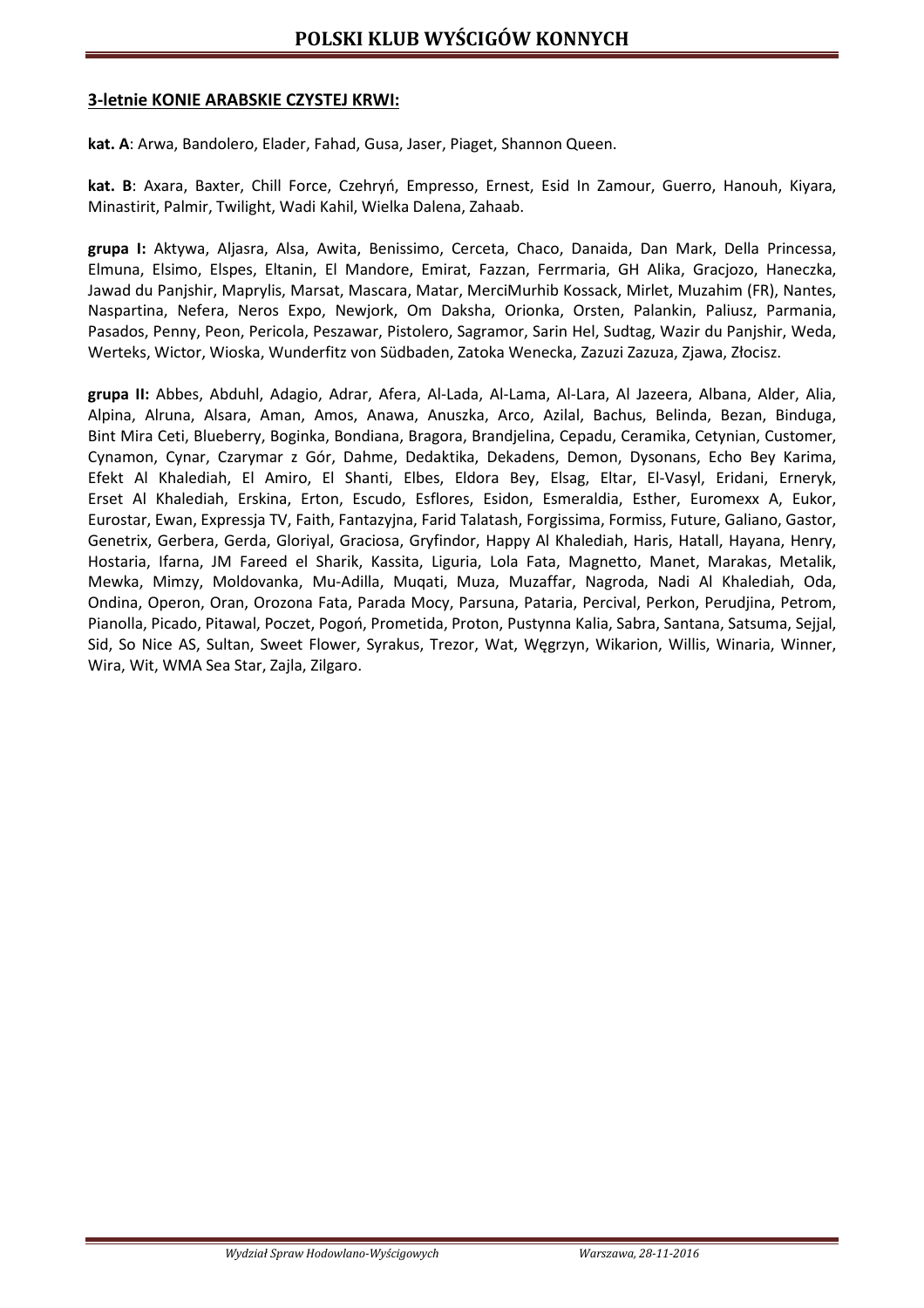**3-letnie KONIE ARABSKIE CZYSTEJ KRWI:**

**kat. A**: Arwa, Bandolero, Elader, Fahad, Gusa, Jaser, Piaget, Shannon Queen.

**kat. B**: Axara, Baxter, Chill Force, Czehryń, Empresso, Ernest, Esid In Zamour, Guerro, Hanouh, Kiyara, Minastirit, Palmir, Twilight, Wadi Kahil, Wielka Dalena, Zahaab.

**grupa I:** Aktywa, Aljasra, Alsa, Awita, Benissimo, Cerceta, Chaco, Danaida, Dan Mark, Della Princessa, Elmuna, Elsimo, Elspes, Eltanin, El Mandore, Emirat, Fazzan, Ferrmaria, GH Alika, Gracjozo, Haneczka, Jawad du Panjshir, Maprylis, Marsat, Mascara, Matar, MerciMurhib Kossack, Mirlet, Muzahim (FR), Nantes, Naspartina, Nefera, Neros Expo, Newjork, Om Daksha, Orionka, Orsten, Palankin, Paliusz, Parmania, Pasados, Penny, Peon, Pericola, Peszawar, Pistolero, Sagramor, Sarin Hel, Sudtag, Wazir du Panjshir, Weda, Werteks, Wictor, Wioska, Wunderfitz von Südbaden, Zatoka Wenecka, Zazuzi Zazuza, Zjawa, Złocisz.

**grupa II:** Abbes, Abduhl, Adagio, Adrar, Afera, Al-Lada, Al-Lama, Al-Lara, Al Jazeera, Albana, Alder, Alia, Alpina, Alruna, Alsara, Aman, Amos, Anawa, Anuszka, Arco, Azilal, Bachus, Belinda, Bezan, Binduga, Bint Mira Ceti, Blueberry, Boginka, Bondiana, Bragora, Brandjelina, Cepadu, Ceramika, Cetynian, Customer, Cynamon, Cynar, Czarymar z Gór, Dahme, Dedaktika, Dekadens, Demon, Dysonans, Echo Bey Karima, Efekt Al Khalediah, El Amiro, El Shanti, Elbes, Eldora Bey, Elsag, Eltar, El-Vasyl, Eridani, Erneryk, Erset Al Khalediah, Erskina, Erton, Escudo, Esflores, Esidon, Esmeraldia, Esther, Euromexx A, Eukor, Eurostar, Ewan, Expressja TV, Faith, Fantazyjna, Farid Talatash, Forgissima, Formiss, Future, Galiano, Gastor, Genetrix, Gerbera, Gerda, Gloriyal, Graciosa, Gryfindor, Happy Al Khalediah, Haris, Hatall, Hayana, Henry, Hostaria, Ifarna, JM Fareed el Sharik, Kassita, Liguria, Lola Fata, Magnetto, Manet, Marakas, Metalik, Mewka, Mimzy, Moldovanka, Mu-Adilla, Muqati, Muza, Muzaffar, Nagroda, Nadi Al Khalediah, Oda, Ondina, Operon, Oran, Orozona Fata, Parada Mocy, Parsuna, Pataria, Percival, Perkon, Perudjina, Petrom, Pianolla, Picado, Pitawal, Poczet, Pogoń, Prometida, Proton, Pustynna Kalia, Sabra, Santana, Satsuma, Sejjal, Sid, So Nice AS, Sultan, Sweet Flower, Syrakus, Trezor, Wat, Węgrzyn, Wikarion, Willis, Winaria, Winner, Wira, Wit, WMA Sea Star, Zajla, Zilgaro.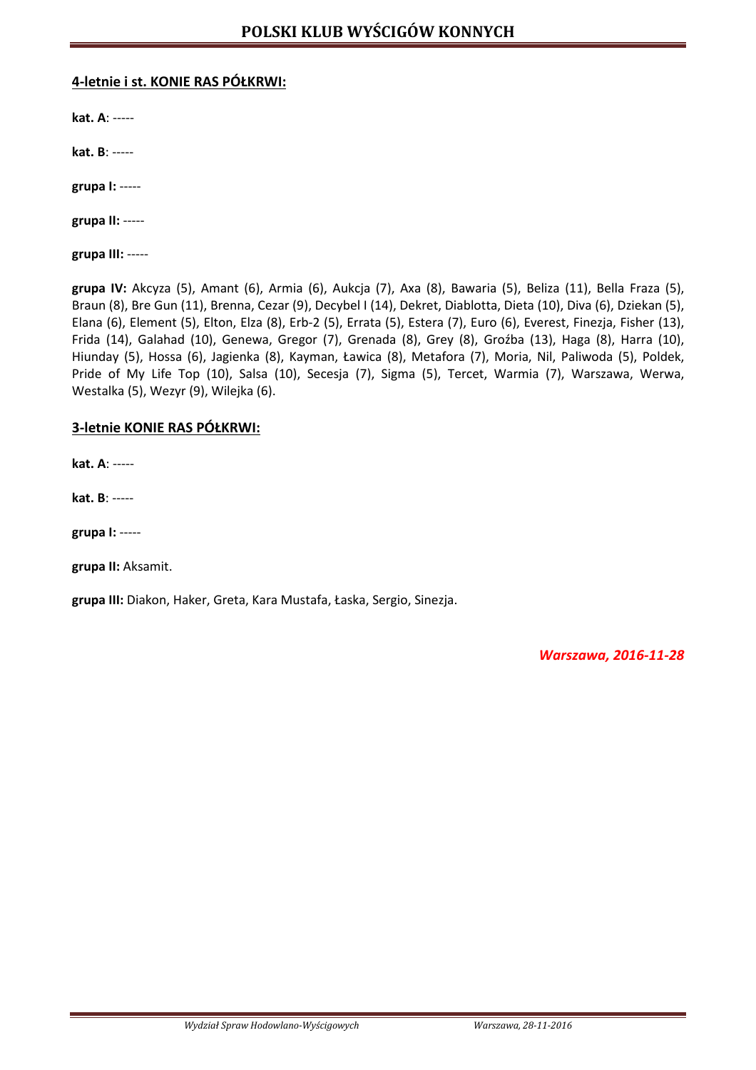**4-letnie i st. KONIE RAS PÓŁKRWI:**

**kat. A**: -----

**kat. B**: -----

**grupa I:** -----

**grupa II:** -----

**grupa III:** -----

**grupa IV:** Akcyza (5), Amant (6), Armia (6), Aukcja (7), Axa (8), Bawaria (5), Beliza (11), Bella Fraza (5), Braun (8), Bre Gun (11), Brenna, Cezar (9), Decybel I (14), Dekret, Diablotta, Dieta (10), Diva (6), Dziekan (5), Elana (6), Element (5), Elton, Elza (8), Erb-2 (5), Errata (5), Estera (7), Euro (6), Everest, Finezja, Fisher (13), Frida (14), Galahad (10), Genewa, Gregor (7), Grenada (8), Grey (8), Groźba (13), Haga (8), Harra (10), Hiunday (5), Hossa (6), Jagienka (8), Kayman, Ławica (8), Metafora (7), Moria, Nil, Paliwoda (5), Poldek, Pride of My Life Top (10), Salsa (10), Secesja (7), Sigma (5), Tercet, Warmia (7), Warszawa, Werwa, Westalka (5), Wezyr (9), Wilejka (6).

**3-letnie KONIE RAS PÓŁKRWI:**

**kat. A**: -----

**kat. B**: -----

**grupa I:** -----

**grupa II:** Aksamit.

**grupa III:** Diakon, Haker, Greta, Kara Mustafa, Łaska, Sergio, Sinezja.

***Warszawa, 2016-11-28***